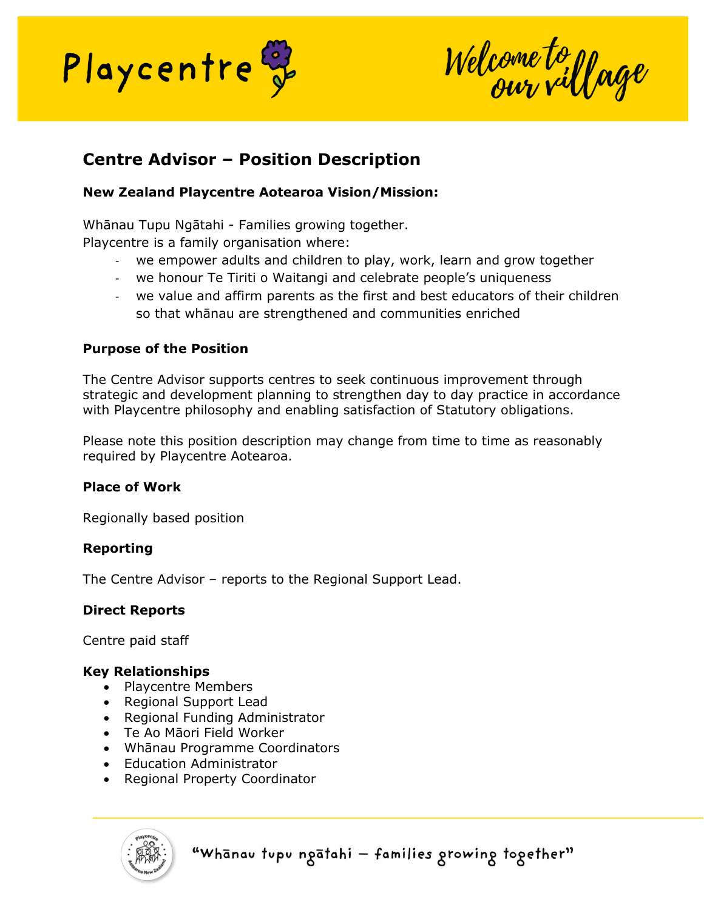# Centre Advisor – Position Description

**New Zealand Playcentre Aotearoa Vision/Mission:**

Whānau Tupu Ngātahi - Families growing together.
Playcentre is a family organisation where:

- we empower adults and children to play, work, learn and grow together
- we honour Te Tiriti o Waitangi and celebrate people's uniqueness
- we value and affirm parents as the first and best educators of their children so that whānau are strengthened and communities enriched

**Purpose of the Position**

The Centre Advisor supports centres to seek continuous improvement through strategic and development planning to strengthen day to day practice in accordance with Playcentre philosophy and enabling satisfaction of Statutory obligations.

Please note this position description may change from time to time as reasonably required by Playcentre Aotearoa.

**Place of Work**

Regionally based position

**Reporting**

The Centre Advisor – reports to the Regional Support Lead.

**Direct Reports**

Centre paid staff

**Key Relationships**

- Playcentre Members
- Regional Support Lead
- Regional Funding Administrator
- Te Ao Māori Field Worker
- Whānau Programme Coordinators
- Education Administrator
- Regional Property Coordinator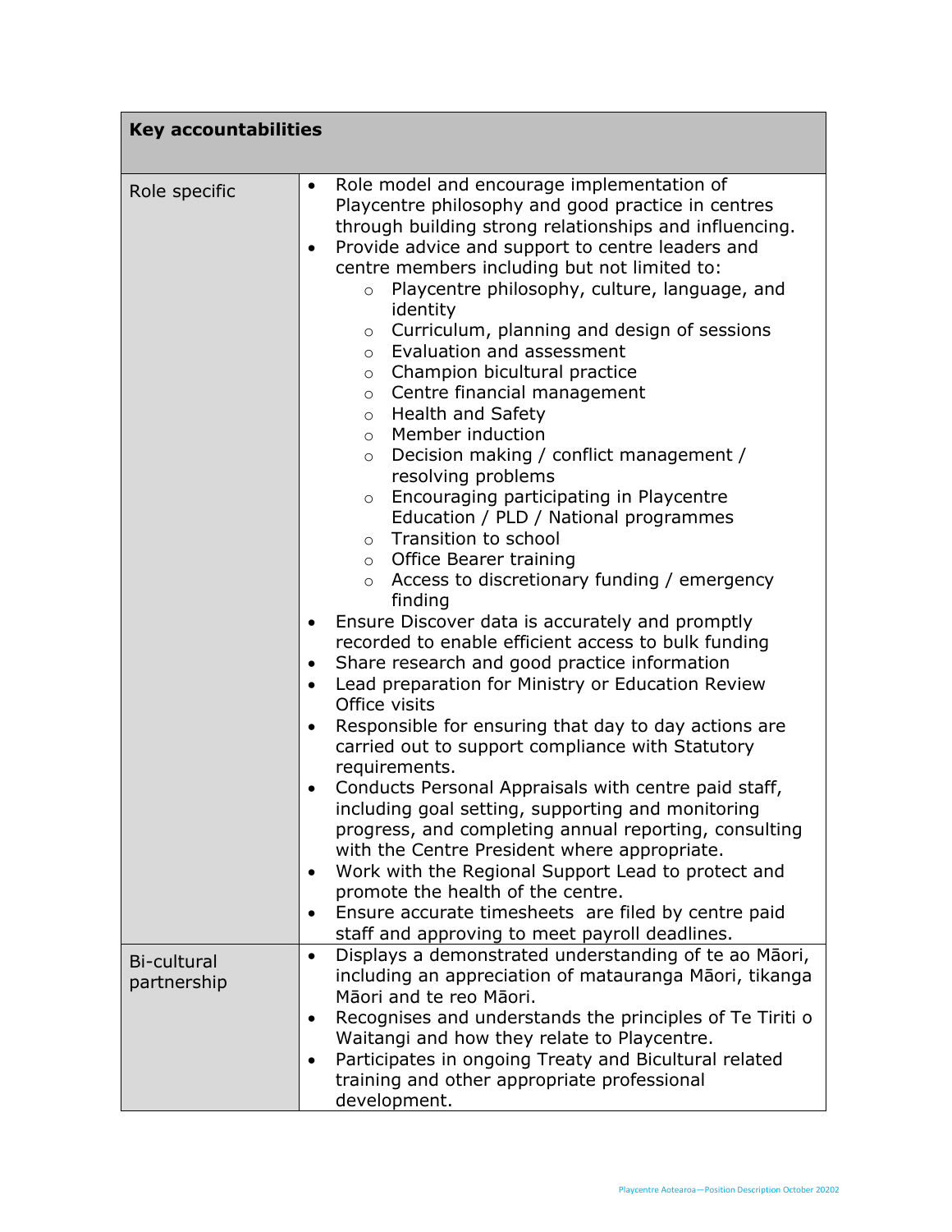| **Key accountabilities** | |
|---|---|
| Role specific | • Role model and encourage implementation of Playcentre philosophy and good practice in centres through building strong relationships and influencing.<br>• Provide advice and support to centre leaders and centre members including but not limited to:<br>  ○ Playcentre philosophy, culture, language, and identity<br>  ○ Curriculum, planning and design of sessions<br>  ○ Evaluation and assessment<br>  ○ Champion bicultural practice<br>  ○ Centre financial management<br>  ○ Health and Safety<br>  ○ Member induction<br>  ○ Decision making / conflict management / resolving problems<br>  ○ Encouraging participating in Playcentre Education / PLD / National programmes<br>  ○ Transition to school<br>  ○ Office Bearer training<br>  ○ Access to discretionary funding / emergency finding<br>• Ensure Discover data is accurately and promptly recorded to enable efficient access to bulk funding<br>• Share research and good practice information<br>• Lead preparation for Ministry or Education Review Office visits<br>• Responsible for ensuring that day to day actions are carried out to support compliance with Statutory requirements.<br>• Conducts Personal Appraisals with centre paid staff, including goal setting, supporting and monitoring progress, and completing annual reporting, consulting with the Centre President where appropriate.<br>• Work with the Regional Support Lead to protect and promote the health of the centre.<br>• Ensure accurate timesheets are filed by centre paid staff and approving to meet payroll deadlines. |
| Bi-cultural partnership | • Displays a demonstrated understanding of te ao Māori, including an appreciation of matauranga Māori, tikanga Māori and te reo Māori.<br>• Recognises and understands the principles of Te Tiriti o Waitangi and how they relate to Playcentre.<br>• Participates in ongoing Treaty and Bicultural related training and other appropriate professional development. |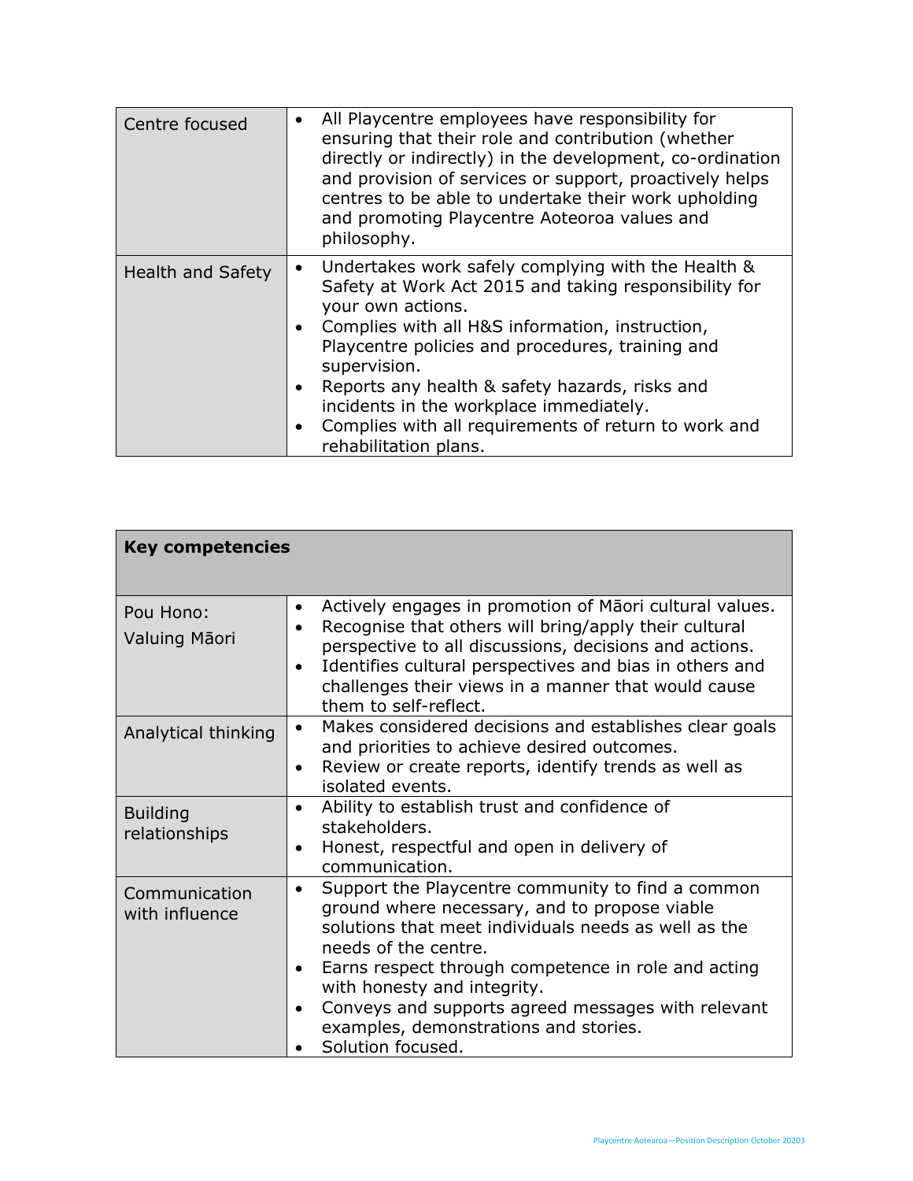| | |
|---|---|
| Centre focused | • All Playcentre employees have responsibility for ensuring that their role and contribution (whether directly or indirectly) in the development, co-ordination and provision of services or support, proactively helps centres to be able to undertake their work upholding and promoting Playcentre Aotearoa values and philosophy. |
| Health and Safety | • Undertakes work safely complying with the Health & Safety at Work Act 2015 and taking responsibility for your own actions.<br>• Complies with all H&S information, instruction, Playcentre policies and procedures, training and supervision.<br>• Reports any health & safety hazards, risks and incidents in the workplace immediately.<br>• Complies with all requirements of return to work and rehabilitation plans. |

| **Key competencies** | |
|---|---|
| Pou Hono:<br>Valuing Māori | • Actively engages in promotion of Māori cultural values.<br>• Recognise that others will bring/apply their cultural perspective to all discussions, decisions and actions.<br>• Identifies cultural perspectives and bias in others and challenges their views in a manner that would cause them to self-reflect. |
| Analytical thinking | • Makes considered decisions and establishes clear goals and priorities to achieve desired outcomes.<br>• Review or create reports, identify trends as well as isolated events. |
| Building relationships | • Ability to establish trust and confidence of stakeholders.<br>• Honest, respectful and open in delivery of communication. |
| Communication with influence | • Support the Playcentre community to find a common ground where necessary, and to propose viable solutions that meet individuals needs as well as the needs of the centre.<br>• Earns respect through competence in role and acting with honesty and integrity.<br>• Conveys and supports agreed messages with relevant examples, demonstrations and stories.<br>• Solution focused. |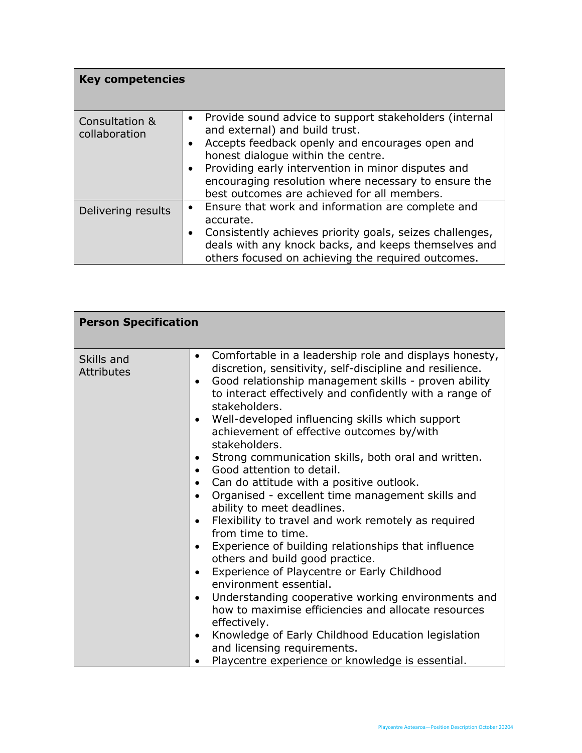| Key competencies | |
|---|---|
| Consultation & collaboration | • Provide sound advice to support stakeholders (internal and external) and build trust.<br>• Accepts feedback openly and encourages open and honest dialogue within the centre.<br>• Providing early intervention in minor disputes and encouraging resolution where necessary to ensure the best outcomes are achieved for all members. |
| Delivering results | • Ensure that work and information are complete and accurate.<br>• Consistently achieves priority goals, seizes challenges, deals with any knock backs, and keeps themselves and others focused on achieving the required outcomes. |

| Person Specification | |
|---|---|
| Skills and Attributes | • Comfortable in a leadership role and displays honesty, discretion, sensitivity, self-discipline and resilience.<br>• Good relationship management skills - proven ability to interact effectively and confidently with a range of stakeholders.<br>• Well-developed influencing skills which support achievement of effective outcomes by/with stakeholders.<br>• Strong communication skills, both oral and written.<br>• Good attention to detail.<br>• Can do attitude with a positive outlook.<br>• Organised - excellent time management skills and ability to meet deadlines.<br>• Flexibility to travel and work remotely as required from time to time.<br>• Experience of building relationships that influence others and build good practice.<br>• Experience of Playcentre or Early Childhood environment essential.<br>• Understanding cooperative working environments and how to maximise efficiencies and allocate resources effectively.<br>• Knowledge of Early Childhood Education legislation and licensing requirements.<br>• Playcentre experience or knowledge is essential. |